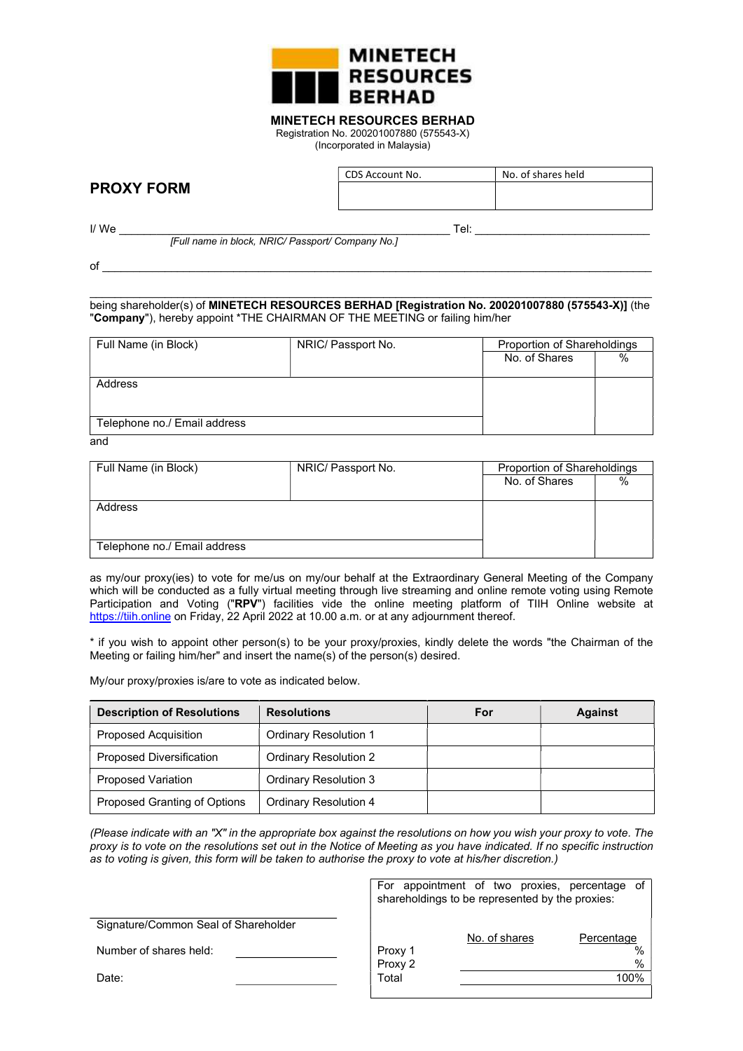**MINETECH RESOURCES BERHAD**

MINETECH RESOURCES BERHAD
Registration No. 200201007880 (575543-X)
(Incorporated in Malaysia)

## PROXY FORM

| CDS Account No. | No. of shares held |
|---|---|
| | |

I/ We ______________________________________________ Tel: ____________________________
*[Full name in block, NRIC/ Passport/ Company No.]*

of ________________________________________________________________________________

________________________________________________________________________________

being shareholder(s) of **MINETECH RESOURCES BERHAD [Registration No. 200201007880 (575543-X)]** (the "**Company**"), hereby appoint *THE CHAIRMAN OF THE MEETING or failing him/her

| Full Name (in Block) | NRIC/ Passport No. | Proportion of Shareholdings | |
|---|---|---|---|
| | | No. of Shares | % |
| Address | | | |
| Telephone no./ Email address | | | |

and

| Full Name (in Block) | NRIC/ Passport No. | Proportion of Shareholdings | |
|---|---|---|---|
| | | No. of Shares | % |
| Address | | | |
| Telephone no./ Email address | | | |

as my/our proxy(ies) to vote for me/us on my/our behalf at the Extraordinary General Meeting of the Company which will be conducted as a fully virtual meeting through live streaming and online remote voting using Remote Participation and Voting ("**RPV**") facilities vide the online meeting platform of TIIH Online website at https://tiih.online on Friday, 22 April 2022 at 10.00 a.m. or at any adjournment thereof.

* if you wish to appoint other person(s) to be your proxy/proxies, kindly delete the words "the Chairman of the Meeting or failing him/her" and insert the name(s) of the person(s) desired.

My/our proxy/proxies is/are to vote as indicated below.

| Description of Resolutions | Resolutions | For | Against |
|---|---|---|---|
| Proposed Acquisition | Ordinary Resolution 1 | | |
| Proposed Diversification | Ordinary Resolution 2 | | |
| Proposed Variation | Ordinary Resolution 3 | | |
| Proposed Granting of Options | Ordinary Resolution 4 | | |

*(Please indicate with an "X" in the appropriate box against the resolutions on how you wish your proxy to vote. The proxy is to vote on the resolutions set out in the Notice of Meeting as you have indicated. If no specific instruction as to voting is given, this form will be taken to authorise the proxy to vote at his/her discretion.)*

______________________________
Signature/Common Seal of Shareholder

Number of shares held: ____________

Date: ____________

For appointment of two proxies, percentage of shareholdings to be represented by the proxies:

| | No. of shares | Percentage |
|---|---|---|
| Proxy 1 | | % |
| Proxy 2 | | % |
| Total | | 100% |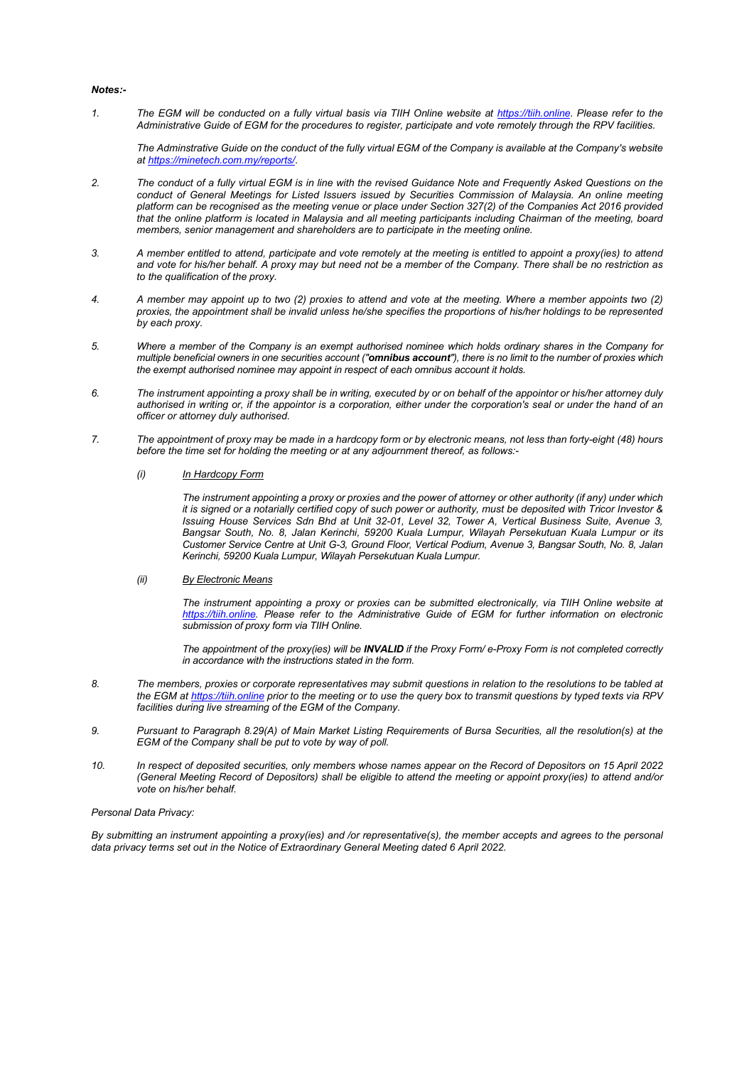***Notes:-***

1. *The EGM will be conducted on a fully virtual basis via TIIH Online website at [https://tiih.online](https://tiih.online). Please refer to the Administrative Guide of EGM for the procedures to register, participate and vote remotely through the RPV facilities.*

   *The Adminstrative Guide on the conduct of the fully virtual EGM of the Company is available at the Company's website at [https://minetech.com.my/reports/](https://minetech.com.my/reports/).*

2. *The conduct of a fully virtual EGM is in line with the revised Guidance Note and Frequently Asked Questions on the conduct of General Meetings for Listed Issuers issued by Securities Commission of Malaysia. An online meeting platform can be recognised as the meeting venue or place under Section 327(2) of the Companies Act 2016 provided that the online platform is located in Malaysia and all meeting participants including Chairman of the meeting, board members, senior management and shareholders are to participate in the meeting online.*

3. *A member entitled to attend, participate and vote remotely at the meeting is entitled to appoint a proxy(ies) to attend and vote for his/her behalf. A proxy may but need not be a member of the Company. There shall be no restriction as to the qualification of the proxy.*

4. *A member may appoint up to two (2) proxies to attend and vote at the meeting. Where a member appoints two (2) proxies, the appointment shall be invalid unless he/she specifies the proportions of his/her holdings to be represented by each proxy.*

5. *Where a member of the Company is an exempt authorised nominee which holds ordinary shares in the Company for multiple beneficial owners in one securities account ("**omnibus account**"), there is no limit to the number of proxies which the exempt authorised nominee may appoint in respect of each omnibus account it holds.*

6. *The instrument appointing a proxy shall be in writing, executed by or on behalf of the appointor or his/her attorney duly authorised in writing or, if the appointor is a corporation, either under the corporation's seal or under the hand of an officer or attorney duly authorised.*

7. *The appointment of proxy may be made in a hardcopy form or by electronic means, not less than forty-eight (48) hours before the time set for holding the meeting or at any adjournment thereof, as follows:-*

   *(i) <u>In Hardcopy Form</u>*

   *The instrument appointing a proxy or proxies and the power of attorney or other authority (if any) under which it is signed or a notarially certified copy of such power or authority, must be deposited with Tricor Investor & Issuing House Services Sdn Bhd at Unit 32-01, Level 32, Tower A, Vertical Business Suite, Avenue 3, Bangsar South, No. 8, Jalan Kerinchi, 59200 Kuala Lumpur, Wilayah Persekutuan Kuala Lumpur or its Customer Service Centre at Unit G-3, Ground Floor, Vertical Podium, Avenue 3, Bangsar South, No. 8, Jalan Kerinchi, 59200 Kuala Lumpur, Wilayah Persekutuan Kuala Lumpur.*

   *(ii) <u>By Electronic Means</u>*

   *The instrument appointing a proxy or proxies can be submitted electronically, via TIIH Online website at [https://tiih.online](https://tiih.online). Please refer to the Administrative Guide of EGM for further information on electronic submission of proxy form via TIIH Online.*

   *The appointment of the proxy(ies) will be **INVALID** if the Proxy Form/ e-Proxy Form is not completed correctly in accordance with the instructions stated in the form.*

8. *The members, proxies or corporate representatives may submit questions in relation to the resolutions to be tabled at the EGM at [https://tiih.online](https://tiih.online) prior to the meeting or to use the query box to transmit questions by typed texts via RPV facilities during live streaming of the EGM of the Company.*

9. *Pursuant to Paragraph 8.29(A) of Main Market Listing Requirements of Bursa Securities, all the resolution(s) at the EGM of the Company shall be put to vote by way of poll.*

10. *In respect of deposited securities, only members whose names appear on the Record of Depositors on 15 April 2022 (General Meeting Record of Depositors) shall be eligible to attend the meeting or appoint proxy(ies) to attend and/or vote on his/her behalf.*

*Personal Data Privacy:*

*By submitting an instrument appointing a proxy(ies) and /or representative(s), the member accepts and agrees to the personal data privacy terms set out in the Notice of Extraordinary General Meeting dated 6 April 2022.*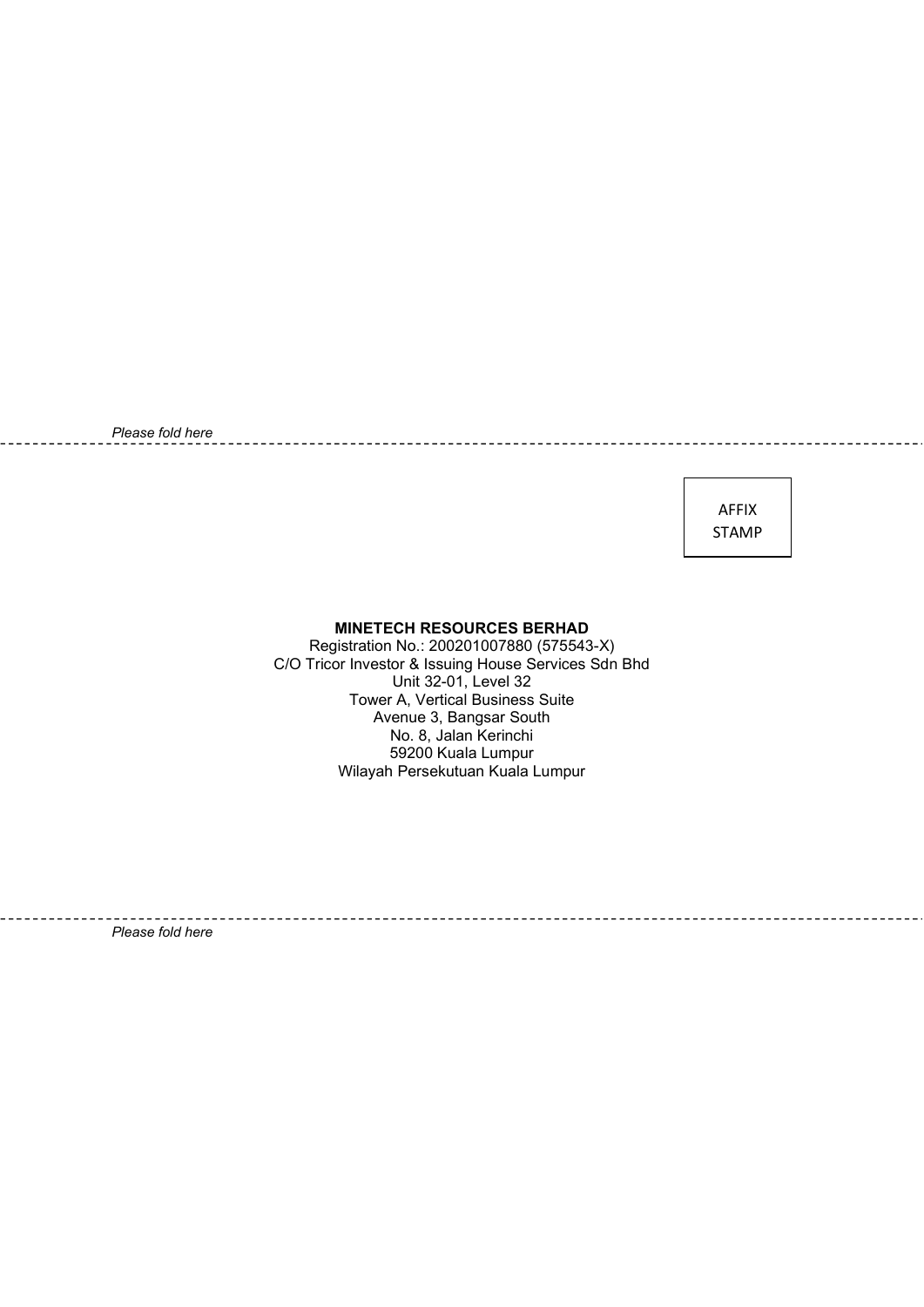*Please fold here*

AFFIX
STAMP

**MINETECH RESOURCES BERHAD**
Registration No.: 200201007880 (575543-X)
C/O Tricor Investor & Issuing House Services Sdn Bhd
Unit 32-01, Level 32
Tower A, Vertical Business Suite
Avenue 3, Bangsar South
No. 8, Jalan Kerinchi
59200 Kuala Lumpur
Wilayah Persekutuan Kuala Lumpur

*Please fold here*